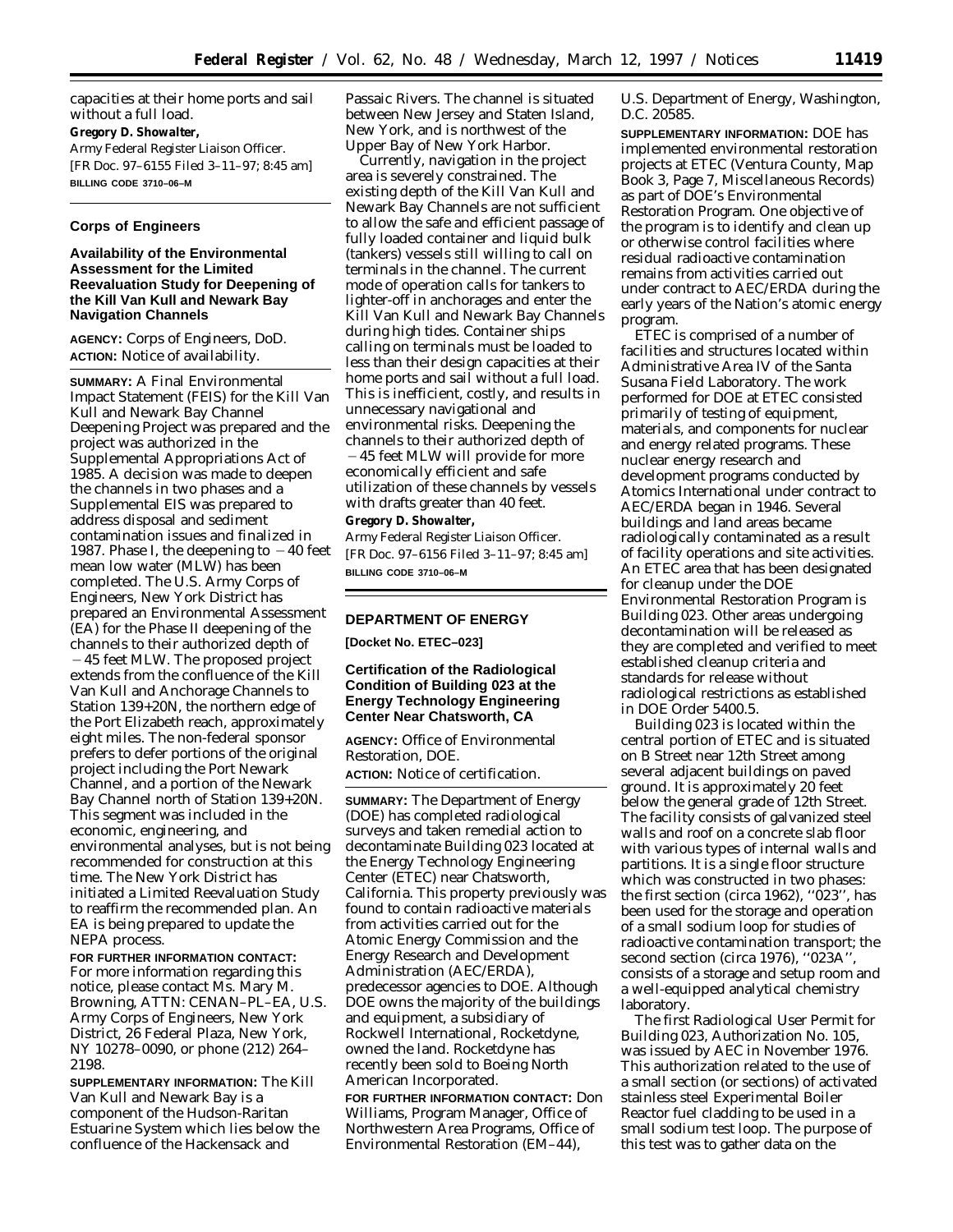capacities at their home ports and sail without a full load.

**Gregory D. Showalter,**

*Army Federal Register Liaison Officer.*

[FR Doc. 97–6155 Filed 3–11–97; 8:45 am]

**BILLING CODE 3710–06–M**

## Corps of Engineers

### Availability of the Environmental Assessment for the Limited Reevaluation Study for Deepening of the Kill Van Kull and Newark Bay Navigation Channels

**AGENCY:** Corps of Engineers, DoD.

**ACTION:** Notice of availability.

**SUMMARY:** A Final Environmental Impact Statement (FEIS) for the Kill Van Kull and Newark Bay Channel Deepening Project was prepared and the project was authorized in the Supplemental Appropriations Act of 1985. A decision was made to deepen the channels in two phases and a Supplemental EIS was prepared to address disposal and sediment contamination issues and finalized in 1987. Phase I, the deepening to −40 feet mean low water (MLW) has been completed. The U.S. Army Corps of Engineers, New York District has prepared an Environmental Assessment (EA) for the Phase II deepening of the channels to their authorized depth of −45 feet MLW. The proposed project extends from the confluence of the Kill Van Kull and Anchorage Channels to Station 139+20N, the northern edge of the Port Elizabeth reach, approximately eight miles. The non-federal sponsor prefers to defer portions of the original project including the Port Newark Channel, and a portion of the Newark Bay Channel north of Station 139+20N. This segment was included in the economic, engineering, and environmental analyses, but is not being recommended for construction at this time. The New York District has initiated a Limited Reevaluation Study to reaffirm the recommended plan. An EA is being prepared to update the NEPA process.

**FOR FURTHER INFORMATION CONTACT:** For more information regarding this notice, please contact Ms. Mary M. Browning, ATTN: CENAN–PL–EA, U.S. Army Corps of Engineers, New York District, 26 Federal Plaza, New York, NY 10278–0090, or phone (212) 264–2198.

**SUPPLEMENTARY INFORMATION:** The Kill Van Kull and Newark Bay is a component of the Hudson-Raritan Estuarine System which lies below the confluence of the Hackensack and Passaic Rivers. The channel is situated between New Jersey and Staten Island, New York, and is northwest of the Upper Bay of New York Harbor.

Currently, navigation in the project area is severely constrained. The existing depth of the Kill Van Kull and Newark Bay Channels are not sufficient to allow the safe and efficient passage of fully loaded container and liquid bulk (tankers) vessels still willing to call on terminals in the channel. The current mode of operation calls for tankers to lighter-off in anchorages and enter the Kill Van Kull and Newark Bay Channels during high tides. Container ships calling on terminals must be loaded to less than their design capacities at their home ports and sail without a full load. This is inefficient, costly, and results in unnecessary navigational and environmental risks. Deepening the channels to their authorized depth of −45 feet MLW will provide for more economically efficient and safe utilization of these channels by vessels with drafts greater than 40 feet.

**Gregory D. Showalter,**

*Army Federal Register Liaison Officer.*

[FR Doc. 97–6156 Filed 3–11–97; 8:45 am]

**BILLING CODE 3710–06–M**

## DEPARTMENT OF ENERGY

**[Docket No. ETEC–023]**

### Certification of the Radiological Condition of Building 023 at the Energy Technology Engineering Center Near Chatsworth, CA

**AGENCY:** Office of Environmental Restoration, DOE.

**ACTION:** Notice of certification.

**SUMMARY:** The Department of Energy (DOE) has completed radiological surveys and taken remedial action to decontaminate Building 023 located at the Energy Technology Engineering Center (ETEC) near Chatsworth, California. This property previously was found to contain radioactive materials from activities carried out for the Atomic Energy Commission and the Energy Research and Development Administration (AEC/ERDA), predecessor agencies to DOE. Although DOE owns the majority of the buildings and equipment, a subsidiary of Rockwell International, Rocketdyne, owned the land. Rocketdyne has recently been sold to Boeing North American Incorporated.

**FOR FURTHER INFORMATION CONTACT:** Don Williams, Program Manager, Office of Northwestern Area Programs, Office of Environmental Restoration (EM–44), U.S. Department of Energy, Washington, D.C. 20585.

**SUPPLEMENTARY INFORMATION:** DOE has implemented environmental restoration projects at ETEC (Ventura County, Map Book 3, Page 7, Miscellaneous Records) as part of DOE's Environmental Restoration Program. One objective of the program is to identify and clean up or otherwise control facilities where residual radioactive contamination remains from activities carried out under contract to AEC/ERDA during the early years of the Nation's atomic energy program.

ETEC is comprised of a number of facilities and structures located within Administrative Area IV of the Santa Susana Field Laboratory. The work performed for DOE at ETEC consisted primarily of testing of equipment, materials, and components for nuclear and energy related programs. These nuclear energy research and development programs conducted by Atomics International under contract to AEC/ERDA began in 1946. Several buildings and land areas became radiologically contaminated as a result of facility operations and site activities. An ETEC area that has been designated for cleanup under the DOE Environmental Restoration Program is Building 023. Other areas undergoing decontamination will be released as they are completed and verified to meet established cleanup criteria and standards for release without radiological restrictions as established in DOE Order 5400.5.

Building 023 is located within the central portion of ETEC and is situated on B Street near 12th Street among several adjacent buildings on paved ground. It is approximately 20 feet below the general grade of 12th Street. The facility consists of galvanized steel walls and roof on a concrete slab floor with various types of internal walls and partitions. It is a single floor structure which was constructed in two phases: the first section (circa 1962), ''023'', has been used for the storage and operation of a small sodium loop for studies of radioactive contamination transport; the second section (circa 1976), ''023A'', consists of a storage and setup room and a well-equipped analytical chemistry laboratory.

The first Radiological User Permit for Building 023, Authorization No. 105, was issued by AEC in November 1976. This authorization related to the use of a small section (or sections) of activated stainless steel Experimental Boiler Reactor fuel cladding to be used in a small sodium test loop. The purpose of this test was to gather data on the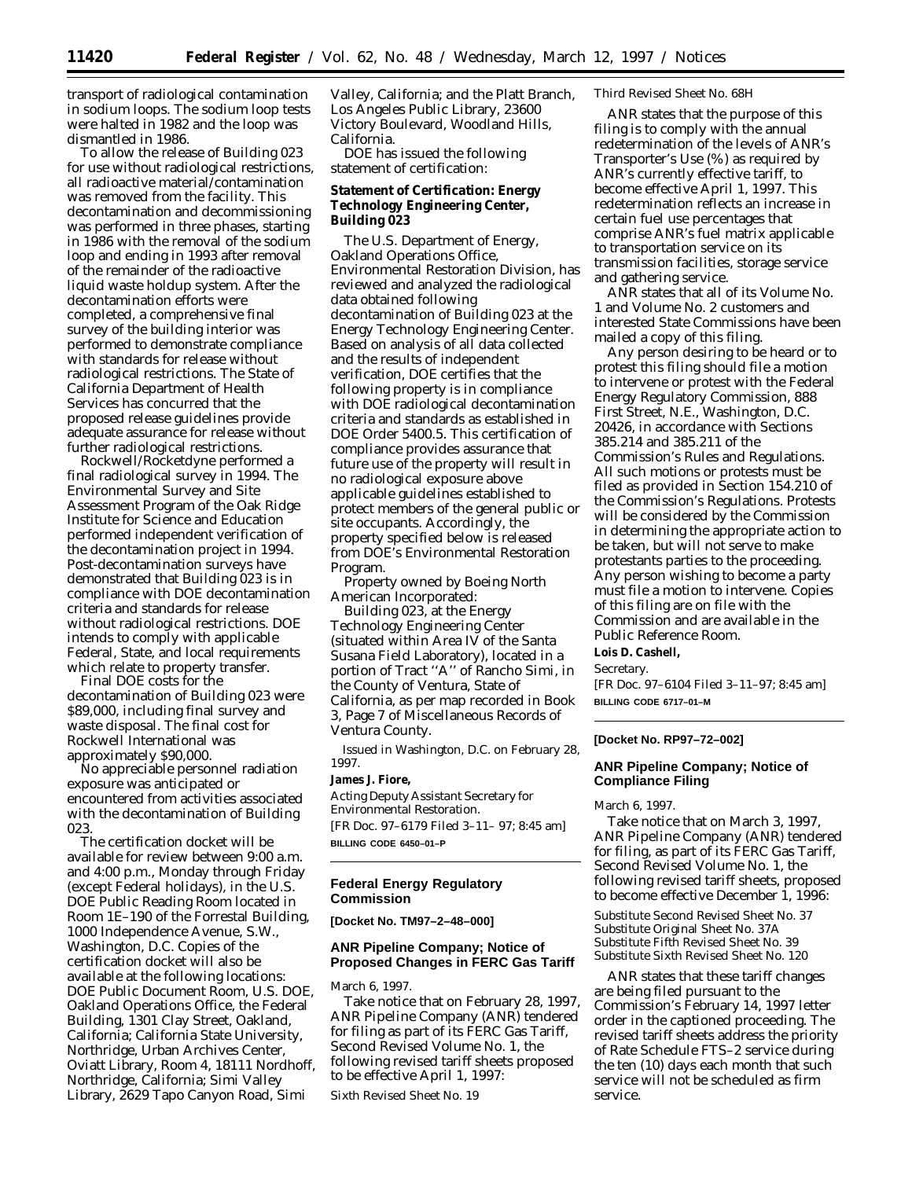transport of radiological contamination in sodium loops. The sodium loop tests were halted in 1982 and the loop was dismantled in 1986.

To allow the release of Building 023 for use without radiological restrictions, all radioactive material/contamination was removed from the facility. This decontamination and decommissioning was performed in three phases, starting in 1986 with the removal of the sodium loop and ending in 1993 after removal of the remainder of the radioactive liquid waste holdup system. After the decontamination efforts were completed, a comprehensive final survey of the building interior was performed to demonstrate compliance with standards for release without radiological restrictions. The State of California Department of Health Services has concurred that the proposed release guidelines provide adequate assurance for release without further radiological restrictions.

Rockwell/Rocketdyne performed a final radiological survey in 1994. The Environmental Survey and Site Assessment Program of the Oak Ridge Institute for Science and Education performed independent verification of the decontamination project in 1994. Post-decontamination surveys have demonstrated that Building 023 is in compliance with DOE decontamination criteria and standards for release without radiological restrictions. DOE intends to comply with applicable Federal, State, and local requirements which relate to property transfer.

Final DOE costs for the decontamination of Building 023 were $89,000, including final survey and waste disposal. The final cost for Rockwell International was approximately $90,000.

No appreciable personnel radiation exposure was anticipated or encountered from activities associated with the decontamination of Building 023.

The certification docket will be available for review between 9:00 a.m. and 4:00 p.m., Monday through Friday (except Federal holidays), in the U.S. DOE Public Reading Room located in Room 1E–190 of the Forrestal Building, 1000 Independence Avenue, S.W., Washington, D.C. Copies of the certification docket will also be available at the following locations: DOE Public Document Room, U.S. DOE, Oakland Operations Office, the Federal Building, 1301 Clay Street, Oakland, California; California State University, Northridge, Urban Archives Center, Oviatt Library, Room 4, 18111 Nordhoff, Northridge, California; Simi Valley Library, 2629 Tapo Canyon Road, Simi Valley, California; and the Platt Branch, Los Angeles Public Library, 23600 Victory Boulevard, Woodland Hills, California.

DOE has issued the following statement of certification:

**Statement of Certification: Energy Technology Engineering Center, Building 023**

The U.S. Department of Energy, Oakland Operations Office, Environmental Restoration Division, has reviewed and analyzed the radiological data obtained following decontamination of Building 023 at the Energy Technology Engineering Center. Based on analysis of all data collected and the results of independent verification, DOE certifies that the following property is in compliance with DOE radiological decontamination criteria and standards as established in DOE Order 5400.5. This certification of compliance provides assurance that future use of the property will result in no radiological exposure above applicable guidelines established to protect members of the general public or site occupants. Accordingly, the property specified below is released from DOE's Environmental Restoration Program.

Property owned by Boeing North American Incorporated:

Building 023, at the Energy Technology Engineering Center (situated within Area IV of the Santa Susana Field Laboratory), located in a portion of Tract ''A'' of Rancho Simi, in the County of Ventura, State of California, as per map recorded in Book 3, Page 7 of Miscellaneous Records of Ventura County.

*Issued in Washington, D.C. on February 28, 1997.*

**James J. Fiore,**

*Acting Deputy Assistant Secretary for Environmental Restoration.*

[FR Doc. 97–6179 Filed 3–11– 97; 8:45 am]

**BILLING CODE 6450–01–P**

## Federal Energy Regulatory Commission

**[Docket No. TM97–2–48–000]**

### ANR Pipeline Company; Notice of Proposed Changes in FERC Gas Tariff

March 6, 1997.

Take notice that on February 28, 1997, ANR Pipeline Company (ANR) tendered for filing as part of its FERC Gas Tariff, Second Revised Volume No. 1, the following revised tariff sheets proposed to be effective April 1, 1997:

Sixth Revised Sheet No. 19
Third Revised Sheet No. 68H

ANR states that the purpose of this filing is to comply with the annual redetermination of the levels of ANR's Transporter's Use (%) as required by ANR's currently effective tariff, to become effective April 1, 1997. This redetermination reflects an increase in certain fuel use percentages that comprise ANR's fuel matrix applicable to transportation service on its transmission facilities, storage service and gathering service.

ANR states that all of its Volume No. 1 and Volume No. 2 customers and interested State Commissions have been mailed a copy of this filing.

Any person desiring to be heard or to protest this filing should file a motion to intervene or protest with the Federal Energy Regulatory Commission, 888 First Street, N.E., Washington, D.C. 20426, in accordance with Sections 385.214 and 385.211 of the Commission's Rules and Regulations. All such motions or protests must be filed as provided in Section 154.210 of the Commission's Regulations. Protests will be considered by the Commission in determining the appropriate action to be taken, but will not serve to make protestants parties to the proceeding. Any person wishing to become a party must file a motion to intervene. Copies of this filing are on file with the Commission and are available in the Public Reference Room.

**Lois D. Cashell,**

*Secretary.*

[FR Doc. 97–6104 Filed 3–11–97; 8:45 am]

**BILLING CODE 6717–01–M**

**[Docket No. RP97–72–002]**

### ANR Pipeline Company; Notice of Compliance Filing

March 6, 1997.

Take notice that on March 3, 1997, ANR Pipeline Company (ANR) tendered for filing, as part of its FERC Gas Tariff, Second Revised Volume No. 1, the following revised tariff sheets, proposed to become effective December 1, 1996:

Substitute Second Revised Sheet No. 37
Substitute Original Sheet No. 37A
Substitute Fifth Revised Sheet No. 39
Substitute Sixth Revised Sheet No. 120

ANR states that these tariff changes are being filed pursuant to the Commission's February 14, 1997 letter order in the captioned proceeding. The revised tariff sheets address the priority of Rate Schedule FTS–2 service during the ten (10) days each month that such service will not be scheduled as firm service.